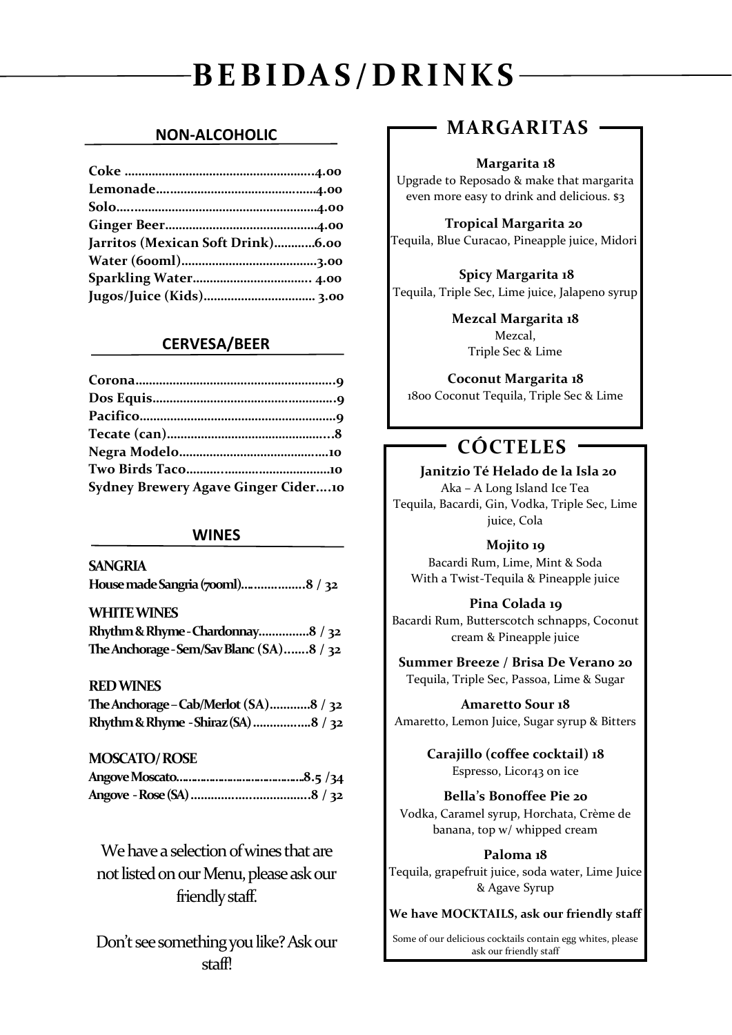# BEBIDAS/DRINKS

## NON-ALCOHOLIC

**Coke** ........................................................4.00
**Lemonade**...............................................4.00
**Solo**..........................................................4.00
**Ginger Beer**............................................4.00
**Jarritos (Mexican Soft Drink)**............6.00
**Water (600ml)**........................................3.00
**Sparkling Water**.................................. 4.00
**Jugos/Juice (Kids)**................................ 3.00

## CERVESA/BEER

**Corona**..........................................................9
**Dos Equis**.....................................................9
**Pacifico**.........................................................9
**Tecate (can)**................................................8
**Negra Modelo**............................................10
**Two Birds Taco**..........................................10
**Sydney Brewery Agave Ginger Cider**....10

## WINES

### SANGRIA

**House made Sangria (700ml)**...................8 / 32

### WHITE WINES

**Rhythm & Rhyme - Chardonnay**...............8 / 32
**The Anchorage - Sem/Sav Blanc (SA)**.......8 / 32

### RED WINES

**The Anchorage – Cab/Merlot (SA)**............8 / 32
**Rhythm & Rhyme - Shiraz (SA)**.................8 / 32

### MOSCATO/ ROSE

**Angove Moscato**........................................8.5 /34
**Angove - Rose (SA)**..................................8 / 32

We have a selection of wines that are not listed on our Menu, please ask our friendly staff.

Don't see something you like? Ask our staff!

## MARGARITAS

**Margarita 18**
Upgrade to Reposado & make that margarita even more easy to drink and delicious. $3

**Tropical Margarita 20**
Tequila, Blue Curacao, Pineapple juice, Midori

**Spicy Margarita 18**
Tequila, Triple Sec, Lime juice, Jalapeno syrup

**Mezcal Margarita 18**
Mezcal,
Triple Sec & Lime

**Coconut Margarita 18**
1800 Coconut Tequila, Triple Sec & Lime

## CÓCTELES

**Janitzio Té Helado de la Isla 20**
Aka – A Long Island Ice Tea
Tequila, Bacardi, Gin, Vodka, Triple Sec, Lime juice, Cola

**Mojito 19**
Bacardi Rum, Lime, Mint & Soda
With a Twist-Tequila & Pineapple juice

**Pina Colada 19**
Bacardi Rum, Butterscotch schnapps, Coconut cream & Pineapple juice

**Summer Breeze / Brisa De Verano 20**
Tequila, Triple Sec, Passoa, Lime & Sugar

**Amaretto Sour 18**
Amaretto, Lemon Juice, Sugar syrup & Bitters

**Carajillo (coffee cocktail) 18**
Espresso, Licor43 on ice

**Bella's Bonoffee Pie 20**
Vodka, Caramel syrup, Horchata, Crème de banana, top w/ whipped cream

**Paloma 18**
Tequila, grapefruit juice, soda water, Lime Juice & Agave Syrup

**We have MOCKTAILS, ask our friendly staff**

Some of our delicious cocktails contain egg whites, please ask our friendly staff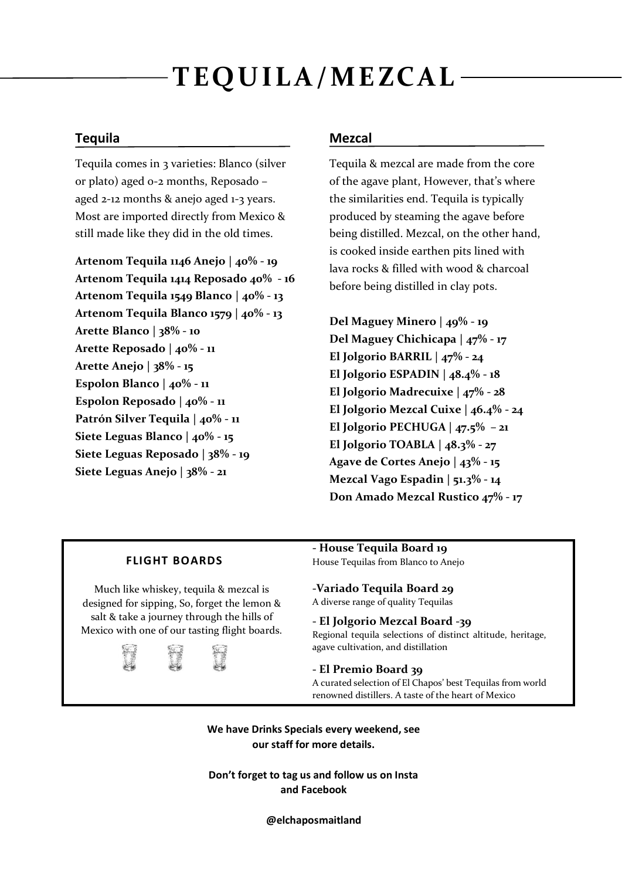# TEQUILA/MEZCAL

## Tequila

Tequila comes in 3 varieties: Blanco (silver or plato) aged 0-2 months, Reposado – aged 2-12 months & anejo aged 1-3 years. Most are imported directly from Mexico & still made like they did in the old times.

**Artenom Tequila 1146 Anejo | 40% - 19**
**Artenom Tequila 1414 Reposado 40% - 16**
**Artenom Tequila 1549 Blanco | 40% - 13**
**Artenom Tequila Blanco 1579 | 40% - 13**
**Arette Blanco | 38% - 10**
**Arette Reposado | 40% - 11**
**Arette Anejo | 38% - 15**
**Espolon Blanco | 40% - 11**
**Espolon Reposado | 40% - 11**
**Patrón Silver Tequila | 40% - 11**
**Siete Leguas Blanco | 40% - 15**
**Siete Leguas Reposado | 38% - 19**
**Siete Leguas Anejo | 38% - 21**

## Mezcal

Tequila & mezcal are made from the core of the agave plant, However, that's where the similarities end. Tequila is typically produced by steaming the agave before being distilled. Mezcal, on the other hand, is cooked inside earthen pits lined with lava rocks & filled with wood & charcoal before being distilled in clay pots.

**Del Maguey Minero | 49% - 19**
**Del Maguey Chichicapa | 47% - 17**
**El Jolgorio BARRIL | 47% - 24**
**El Jolgorio ESPADIN | 48.4% - 18**
**El Jolgorio Madrecuixe | 47% - 28**
**El Jolgorio Mezcal Cuixe | 46.4% - 24**
**El Jolgorio PECHUGA | 47.5% – 21**
**El Jolgorio TOABLA | 48.3% - 27**
**Agave de Cortes Anejo | 43% - 15**
**Mezcal Vago Espadin | 51.3% - 14**
**Don Amado Mezcal Rustico 47% - 17**

### FLIGHT BOARDS

Much like whiskey, tequila & mezcal is designed for sipping, So, forget the lemon & salt & take a journey through the hills of Mexico with one of our tasting flight boards.

- **House Tequila Board 19**
House Tequilas from Blanco to Anejo

-**Variado Tequila Board 29**
A diverse range of quality Tequilas

- **El Jolgorio Mezcal Board -39**
Regional tequila selections of distinct altitude, heritage, agave cultivation, and distillation

- **El Premio Board 39**
A curated selection of El Chapos' best Tequilas from world renowned distillers. A taste of the heart of Mexico

**We have Drinks Specials every weekend, see our staff for more details.**

**Don't forget to tag us and follow us on Insta and Facebook**

**@elchaposmaitland**